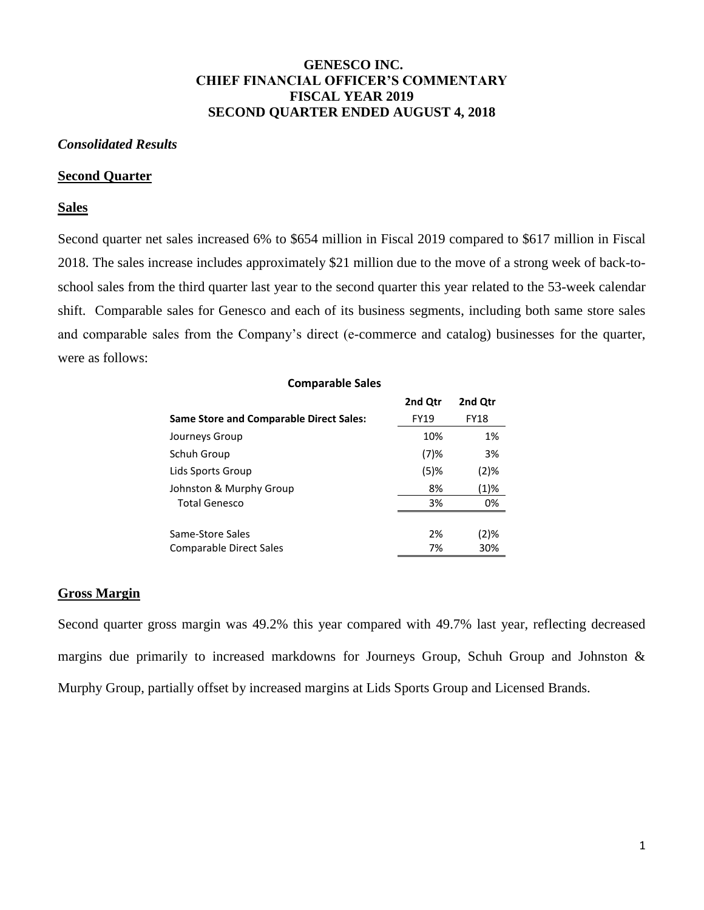# GENESCO INC.
# CHIEF FINANCIAL OFFICER'S COMMENTARY
# FISCAL YEAR 2019
# SECOND QUARTER ENDED AUGUST 4, 2018

*Consolidated Results*

## Second Quarter

### Sales

Second quarter net sales increased 6% to $654 million in Fiscal 2019 compared to $617 million in Fiscal 2018. The sales increase includes approximately $21 million due to the move of a strong week of back-to-school sales from the third quarter last year to the second quarter this year related to the 53-week calendar shift. Comparable sales for Genesco and each of its business segments, including both same store sales and comparable sales from the Company's direct (e-commerce and catalog) businesses for the quarter, were as follows:

**Comparable Sales**

| **Same Store and Comparable Direct Sales:** | **2nd Qtr** FY19 | **2nd Qtr** FY18 |
|---|---|---|
| Journeys Group | 10% | 1% |
| Schuh Group | (7)% | 3% |
| Lids Sports Group | (5)% | (2)% |
| Johnston & Murphy Group | 8% | (1)% |
| Total Genesco | 3% | 0% |
| | | |
| Same-Store Sales | 2% | (2)% |
| Comparable Direct Sales | 7% | 30% |

### Gross Margin

Second quarter gross margin was 49.2% this year compared with 49.7% last year, reflecting decreased margins due primarily to increased markdowns for Journeys Group, Schuh Group and Johnston & Murphy Group, partially offset by increased margins at Lids Sports Group and Licensed Brands.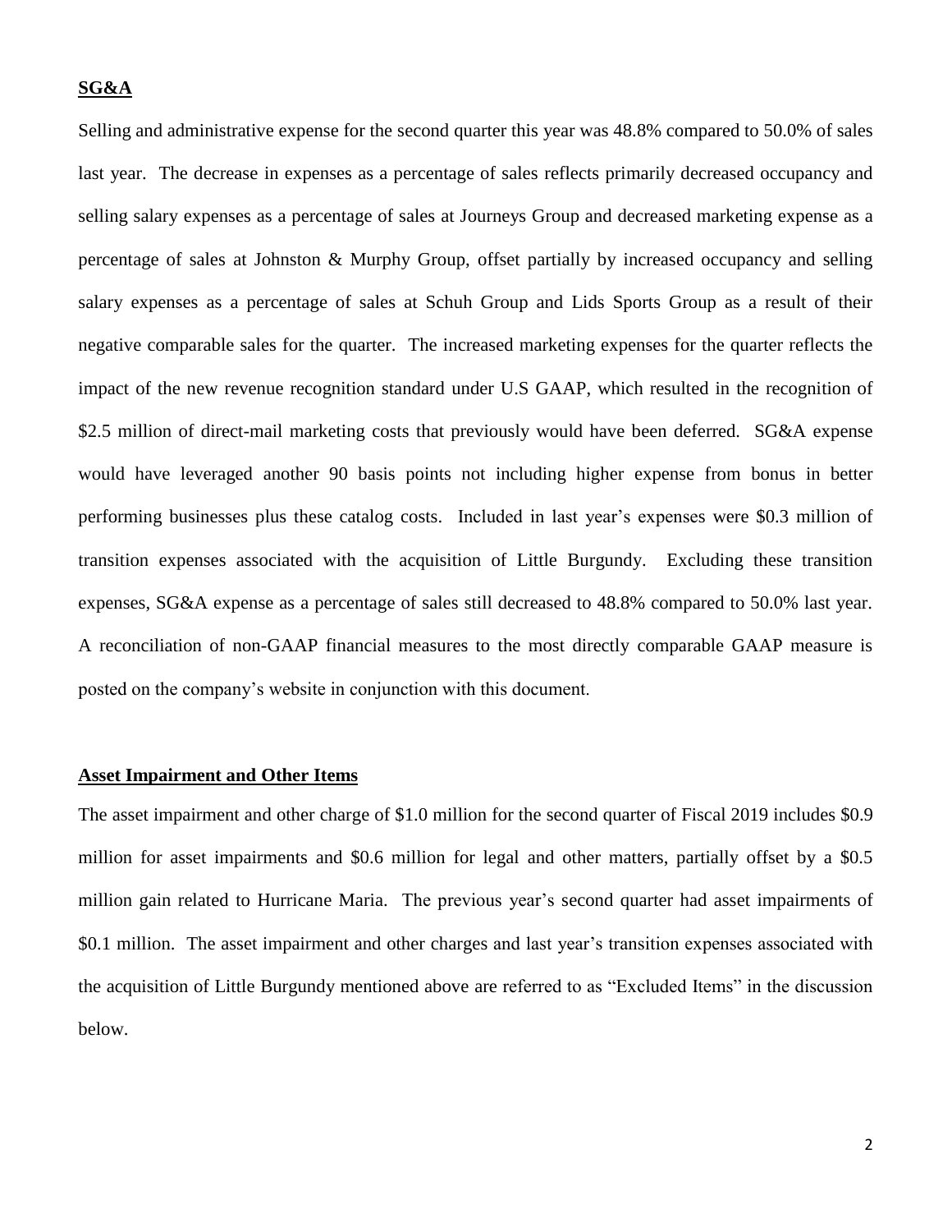## SG&A

Selling and administrative expense for the second quarter this year was 48.8% compared to 50.0% of sales last year. The decrease in expenses as a percentage of sales reflects primarily decreased occupancy and selling salary expenses as a percentage of sales at Journeys Group and decreased marketing expense as a percentage of sales at Johnston & Murphy Group, offset partially by increased occupancy and selling salary expenses as a percentage of sales at Schuh Group and Lids Sports Group as a result of their negative comparable sales for the quarter. The increased marketing expenses for the quarter reflects the impact of the new revenue recognition standard under U.S GAAP, which resulted in the recognition of $2.5 million of direct-mail marketing costs that previously would have been deferred. SG&A expense would have leveraged another 90 basis points not including higher expense from bonus in better performing businesses plus these catalog costs. Included in last year's expenses were $0.3 million of transition expenses associated with the acquisition of Little Burgundy. Excluding these transition expenses, SG&A expense as a percentage of sales still decreased to 48.8% compared to 50.0% last year. A reconciliation of non-GAAP financial measures to the most directly comparable GAAP measure is posted on the company's website in conjunction with this document.

## Asset Impairment and Other Items

The asset impairment and other charge of $1.0 million for the second quarter of Fiscal 2019 includes $0.9 million for asset impairments and $0.6 million for legal and other matters, partially offset by a $0.5 million gain related to Hurricane Maria. The previous year's second quarter had asset impairments of $0.1 million. The asset impairment and other charges and last year's transition expenses associated with the acquisition of Little Burgundy mentioned above are referred to as "Excluded Items" in the discussion below.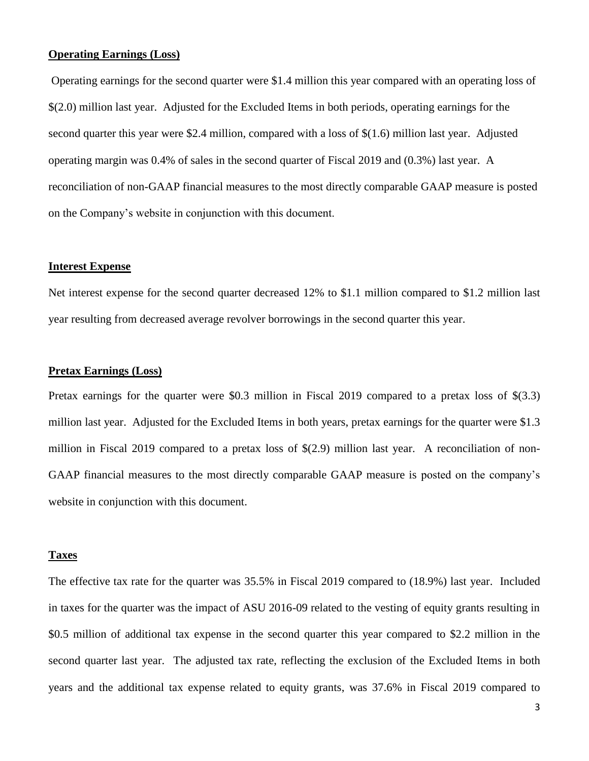**Operating Earnings (Loss)**

Operating earnings for the second quarter were $1.4 million this year compared with an operating loss of $(2.0) million last year. Adjusted for the Excluded Items in both periods, operating earnings for the second quarter this year were $2.4 million, compared with a loss of $(1.6) million last year. Adjusted operating margin was 0.4% of sales in the second quarter of Fiscal 2019 and (0.3%) last year. A reconciliation of non-GAAP financial measures to the most directly comparable GAAP measure is posted on the Company's website in conjunction with this document.

**Interest Expense**

Net interest expense for the second quarter decreased 12% to $1.1 million compared to $1.2 million last year resulting from decreased average revolver borrowings in the second quarter this year.

**Pretax Earnings (Loss)**

Pretax earnings for the quarter were $0.3 million in Fiscal 2019 compared to a pretax loss of $(3.3) million last year. Adjusted for the Excluded Items in both years, pretax earnings for the quarter were $1.3 million in Fiscal 2019 compared to a pretax loss of $(2.9) million last year. A reconciliation of non-GAAP financial measures to the most directly comparable GAAP measure is posted on the company's website in conjunction with this document.

**Taxes**

The effective tax rate for the quarter was 35.5% in Fiscal 2019 compared to (18.9%) last year. Included in taxes for the quarter was the impact of ASU 2016-09 related to the vesting of equity grants resulting in $0.5 million of additional tax expense in the second quarter this year compared to $2.2 million in the second quarter last year. The adjusted tax rate, reflecting the exclusion of the Excluded Items in both years and the additional tax expense related to equity grants, was 37.6% in Fiscal 2019 compared to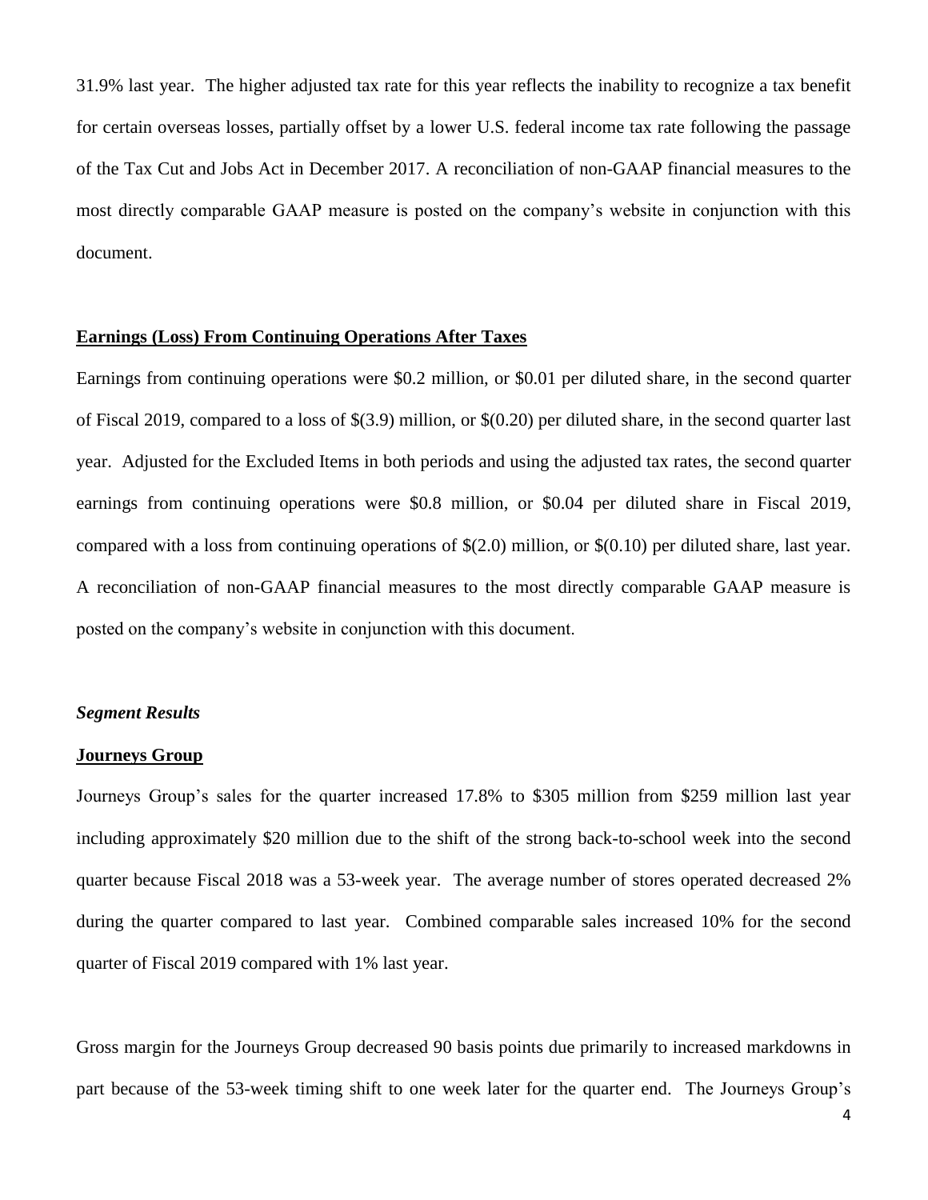31.9% last year. The higher adjusted tax rate for this year reflects the inability to recognize a tax benefit for certain overseas losses, partially offset by a lower U.S. federal income tax rate following the passage of the Tax Cut and Jobs Act in December 2017. A reconciliation of non-GAAP financial measures to the most directly comparable GAAP measure is posted on the company's website in conjunction with this document.

**Earnings (Loss) From Continuing Operations After Taxes**

Earnings from continuing operations were $0.2 million, or $0.01 per diluted share, in the second quarter of Fiscal 2019, compared to a loss of $(3.9) million, or $(0.20) per diluted share, in the second quarter last year. Adjusted for the Excluded Items in both periods and using the adjusted tax rates, the second quarter earnings from continuing operations were $0.8 million, or $0.04 per diluted share in Fiscal 2019, compared with a loss from continuing operations of $(2.0) million, or $(0.10) per diluted share, last year. A reconciliation of non-GAAP financial measures to the most directly comparable GAAP measure is posted on the company's website in conjunction with this document.

***Segment Results***

**Journeys Group**

Journeys Group's sales for the quarter increased 17.8% to $305 million from $259 million last year including approximately $20 million due to the shift of the strong back-to-school week into the second quarter because Fiscal 2018 was a 53-week year. The average number of stores operated decreased 2% during the quarter compared to last year. Combined comparable sales increased 10% for the second quarter of Fiscal 2019 compared with 1% last year.

Gross margin for the Journeys Group decreased 90 basis points due primarily to increased markdowns in part because of the 53-week timing shift to one week later for the quarter end. The Journeys Group's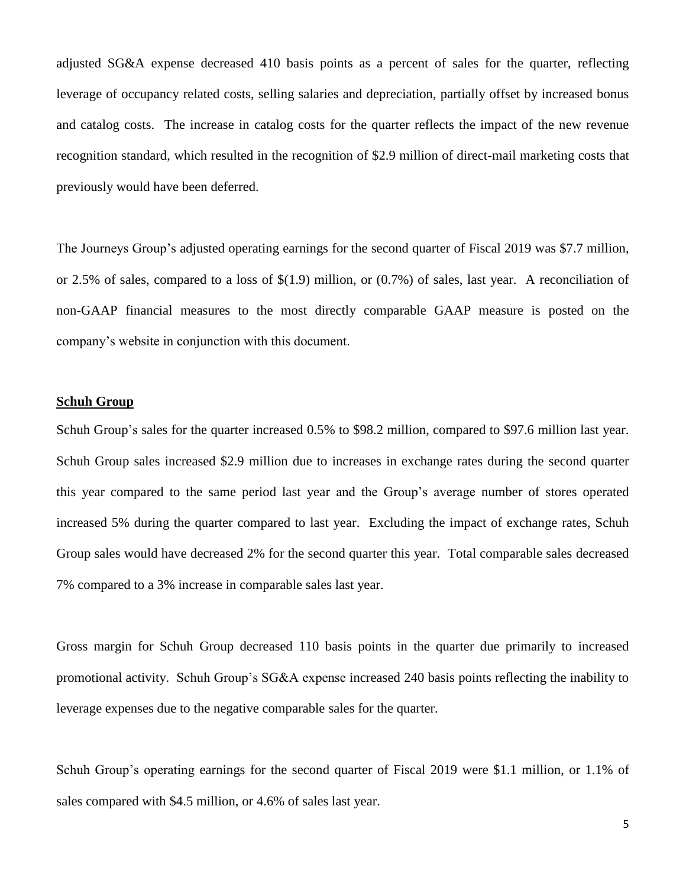adjusted SG&A expense decreased 410 basis points as a percent of sales for the quarter, reflecting leverage of occupancy related costs, selling salaries and depreciation, partially offset by increased bonus and catalog costs. The increase in catalog costs for the quarter reflects the impact of the new revenue recognition standard, which resulted in the recognition of $2.9 million of direct-mail marketing costs that previously would have been deferred.

The Journeys Group's adjusted operating earnings for the second quarter of Fiscal 2019 was $7.7 million, or 2.5% of sales, compared to a loss of $(1.9) million, or (0.7%) of sales, last year. A reconciliation of non-GAAP financial measures to the most directly comparable GAAP measure is posted on the company's website in conjunction with this document.

**Schuh Group**

Schuh Group's sales for the quarter increased 0.5% to $98.2 million, compared to $97.6 million last year. Schuh Group sales increased $2.9 million due to increases in exchange rates during the second quarter this year compared to the same period last year and the Group's average number of stores operated increased 5% during the quarter compared to last year. Excluding the impact of exchange rates, Schuh Group sales would have decreased 2% for the second quarter this year. Total comparable sales decreased 7% compared to a 3% increase in comparable sales last year.

Gross margin for Schuh Group decreased 110 basis points in the quarter due primarily to increased promotional activity. Schuh Group's SG&A expense increased 240 basis points reflecting the inability to leverage expenses due to the negative comparable sales for the quarter.

Schuh Group's operating earnings for the second quarter of Fiscal 2019 were $1.1 million, or 1.1% of sales compared with $4.5 million, or 4.6% of sales last year.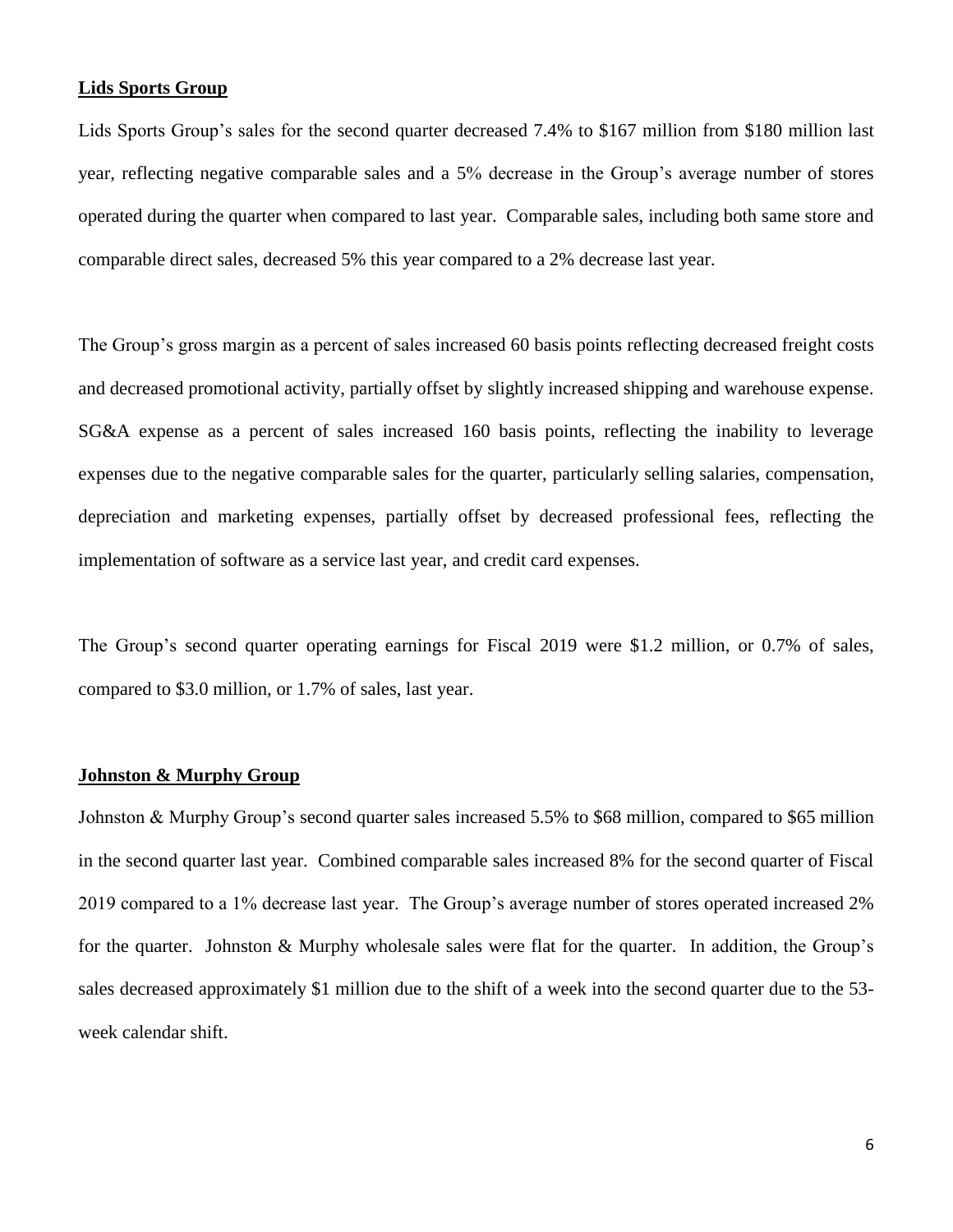**Lids Sports Group**

Lids Sports Group's sales for the second quarter decreased 7.4% to $167 million from $180 million last year, reflecting negative comparable sales and a 5% decrease in the Group's average number of stores operated during the quarter when compared to last year. Comparable sales, including both same store and comparable direct sales, decreased 5% this year compared to a 2% decrease last year.

The Group's gross margin as a percent of sales increased 60 basis points reflecting decreased freight costs and decreased promotional activity, partially offset by slightly increased shipping and warehouse expense. SG&A expense as a percent of sales increased 160 basis points, reflecting the inability to leverage expenses due to the negative comparable sales for the quarter, particularly selling salaries, compensation, depreciation and marketing expenses, partially offset by decreased professional fees, reflecting the implementation of software as a service last year, and credit card expenses.

The Group's second quarter operating earnings for Fiscal 2019 were $1.2 million, or 0.7% of sales, compared to $3.0 million, or 1.7% of sales, last year.

**Johnston & Murphy Group**

Johnston & Murphy Group's second quarter sales increased 5.5% to $68 million, compared to $65 million in the second quarter last year. Combined comparable sales increased 8% for the second quarter of Fiscal 2019 compared to a 1% decrease last year. The Group's average number of stores operated increased 2% for the quarter. Johnston & Murphy wholesale sales were flat for the quarter. In addition, the Group's sales decreased approximately $1 million due to the shift of a week into the second quarter due to the 53-week calendar shift.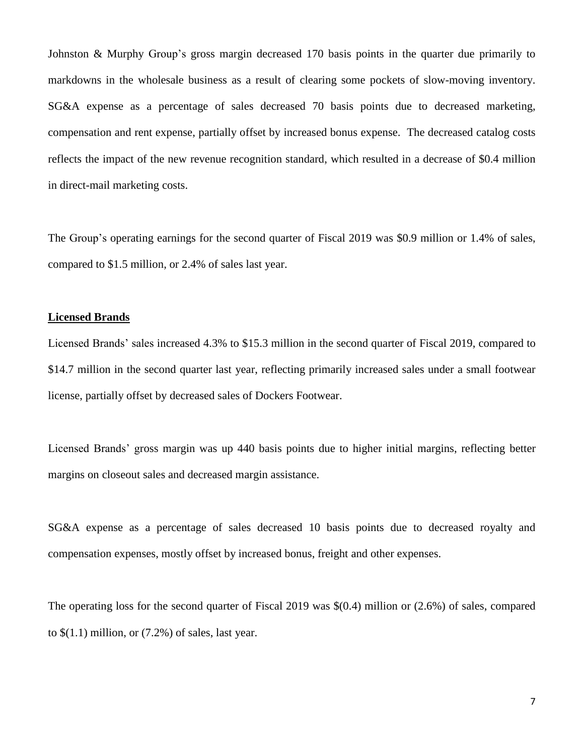Johnston & Murphy Group's gross margin decreased 170 basis points in the quarter due primarily to markdowns in the wholesale business as a result of clearing some pockets of slow-moving inventory. SG&A expense as a percentage of sales decreased 70 basis points due to decreased marketing, compensation and rent expense, partially offset by increased bonus expense. The decreased catalog costs reflects the impact of the new revenue recognition standard, which resulted in a decrease of $0.4 million in direct-mail marketing costs.

The Group's operating earnings for the second quarter of Fiscal 2019 was $0.9 million or 1.4% of sales, compared to $1.5 million, or 2.4% of sales last year.

**Licensed Brands**

Licensed Brands' sales increased 4.3% to $15.3 million in the second quarter of Fiscal 2019, compared to $14.7 million in the second quarter last year, reflecting primarily increased sales under a small footwear license, partially offset by decreased sales of Dockers Footwear.

Licensed Brands' gross margin was up 440 basis points due to higher initial margins, reflecting better margins on closeout sales and decreased margin assistance.

SG&A expense as a percentage of sales decreased 10 basis points due to decreased royalty and compensation expenses, mostly offset by increased bonus, freight and other expenses.

The operating loss for the second quarter of Fiscal 2019 was $(0.4) million or (2.6%) of sales, compared to $(1.1) million, or (7.2%) of sales, last year.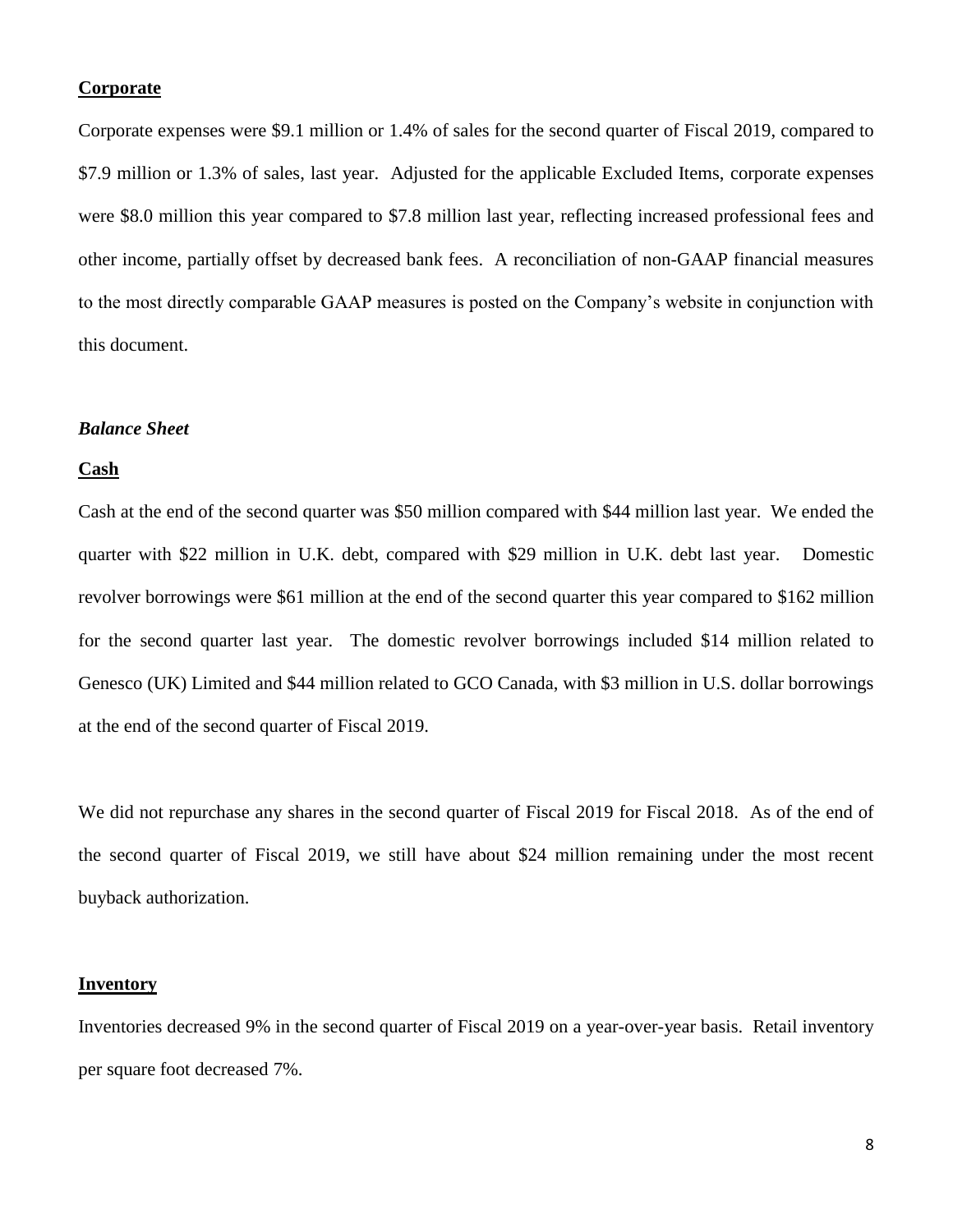**Corporate**

Corporate expenses were $9.1 million or 1.4% of sales for the second quarter of Fiscal 2019, compared to $7.9 million or 1.3% of sales, last year. Adjusted for the applicable Excluded Items, corporate expenses were $8.0 million this year compared to $7.8 million last year, reflecting increased professional fees and other income, partially offset by decreased bank fees. A reconciliation of non-GAAP financial measures to the most directly comparable GAAP measures is posted on the Company's website in conjunction with this document.

***Balance Sheet***

**Cash**

Cash at the end of the second quarter was $50 million compared with $44 million last year. We ended the quarter with $22 million in U.K. debt, compared with $29 million in U.K. debt last year. Domestic revolver borrowings were $61 million at the end of the second quarter this year compared to $162 million for the second quarter last year. The domestic revolver borrowings included $14 million related to Genesco (UK) Limited and $44 million related to GCO Canada, with $3 million in U.S. dollar borrowings at the end of the second quarter of Fiscal 2019.

We did not repurchase any shares in the second quarter of Fiscal 2019 for Fiscal 2018. As of the end of the second quarter of Fiscal 2019, we still have about $24 million remaining under the most recent buyback authorization.

**Inventory**

Inventories decreased 9% in the second quarter of Fiscal 2019 on a year-over-year basis. Retail inventory per square foot decreased 7%.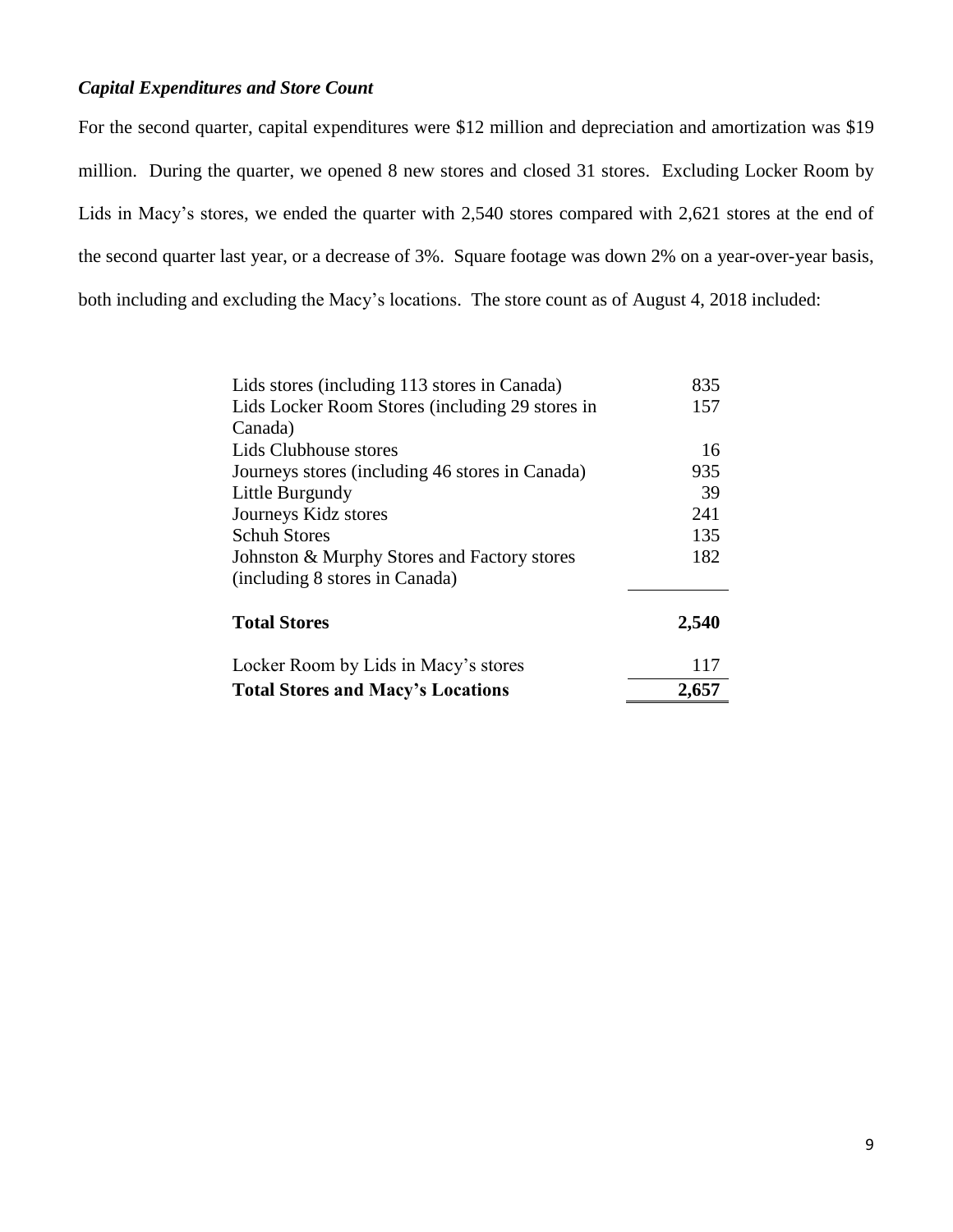### *Capital Expenditures and Store Count*

For the second quarter, capital expenditures were $12 million and depreciation and amortization was $19 million. During the quarter, we opened 8 new stores and closed 31 stores. Excluding Locker Room by Lids in Macy's stores, we ended the quarter with 2,540 stores compared with 2,621 stores at the end of the second quarter last year, or a decrease of 3%. Square footage was down 2% on a year-over-year basis, both including and excluding the Macy's locations. The store count as of August 4, 2018 included:

| | |
|---|---|
| Lids stores (including 113 stores in Canada) | 835 |
| Lids Locker Room Stores (including 29 stores in Canada) | 157 |
| Lids Clubhouse stores | 16 |
| Journeys stores (including 46 stores in Canada) | 935 |
| Little Burgundy | 39 |
| Journeys Kidz stores | 241 |
| Schuh Stores | 135 |
| Johnston & Murphy Stores and Factory stores (including 8 stores in Canada) | 182 |
| **Total Stores** | **2,540** |
| Locker Room by Lids in Macy's stores | 117 |
| **Total Stores and Macy's Locations** | **2,657** |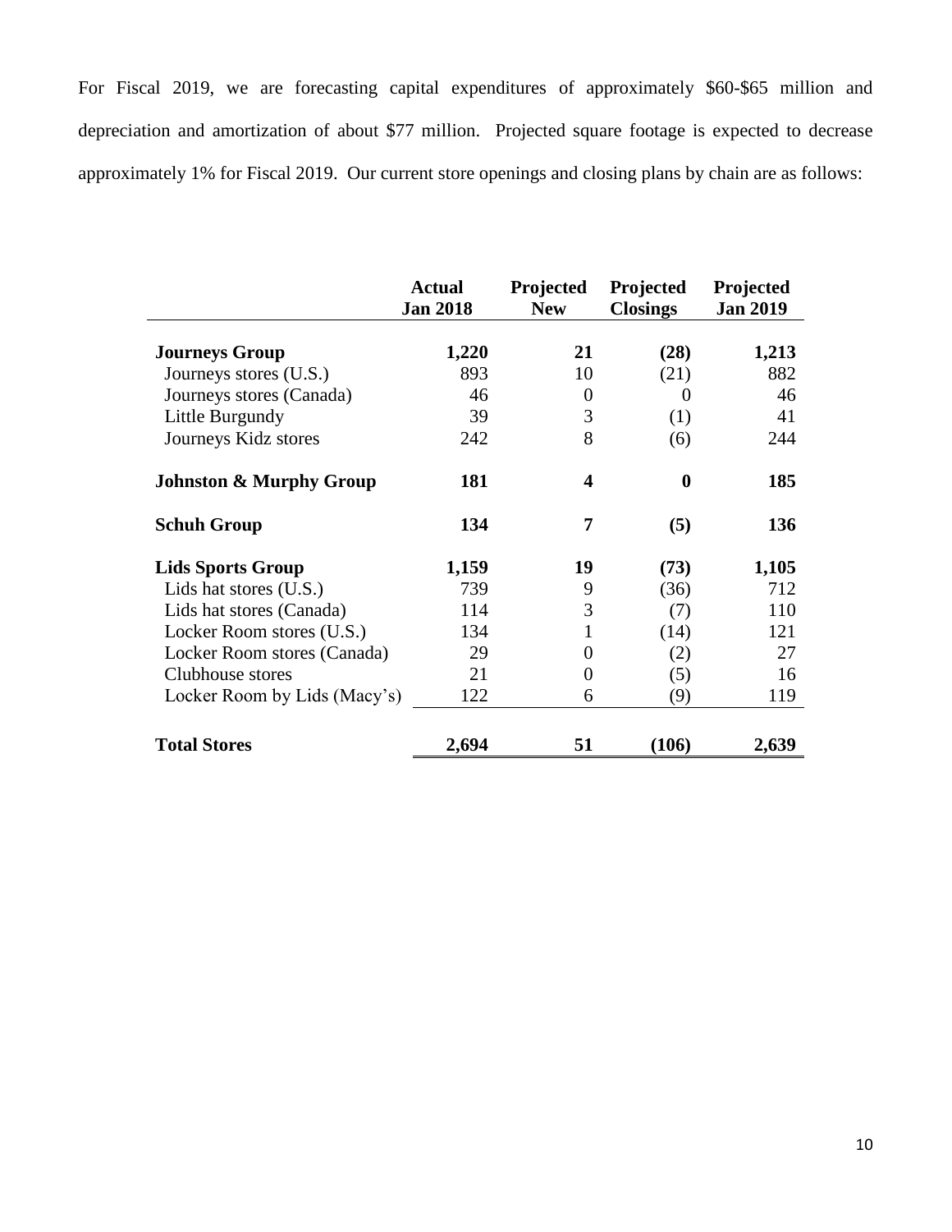For Fiscal 2019, we are forecasting capital expenditures of approximately $60-$65 million and depreciation and amortization of about $77 million. Projected square footage is expected to decrease approximately 1% for Fiscal 2019. Our current store openings and closing plans by chain are as follows:

| | Actual Jan 2018 | Projected New | Projected Closings | Projected Jan 2019 |
|---|---|---|---|---|
| **Journeys Group** | **1,220** | **21** | **(28)** | **1,213** |
| Journeys stores (U.S.) | 893 | 10 | (21) | 882 |
| Journeys stores (Canada) | 46 | 0 | 0 | 46 |
| Little Burgundy | 39 | 3 | (1) | 41 |
| Journeys Kidz stores | 242 | 8 | (6) | 244 |
| **Johnston & Murphy Group** | **181** | **4** | **0** | **185** |
| **Schuh Group** | **134** | **7** | **(5)** | **136** |
| **Lids Sports Group** | **1,159** | **19** | **(73)** | **1,105** |
| Lids hat stores (U.S.) | 739 | 9 | (36) | 712 |
| Lids hat stores (Canada) | 114 | 3 | (7) | 110 |
| Locker Room stores (U.S.) | 134 | 1 | (14) | 121 |
| Locker Room stores (Canada) | 29 | 0 | (2) | 27 |
| Clubhouse stores | 21 | 0 | (5) | 16 |
| Locker Room by Lids (Macy's) | 122 | 6 | (9) | 119 |
| **Total Stores** | **2,694** | **51** | **(106)** | **2,639** |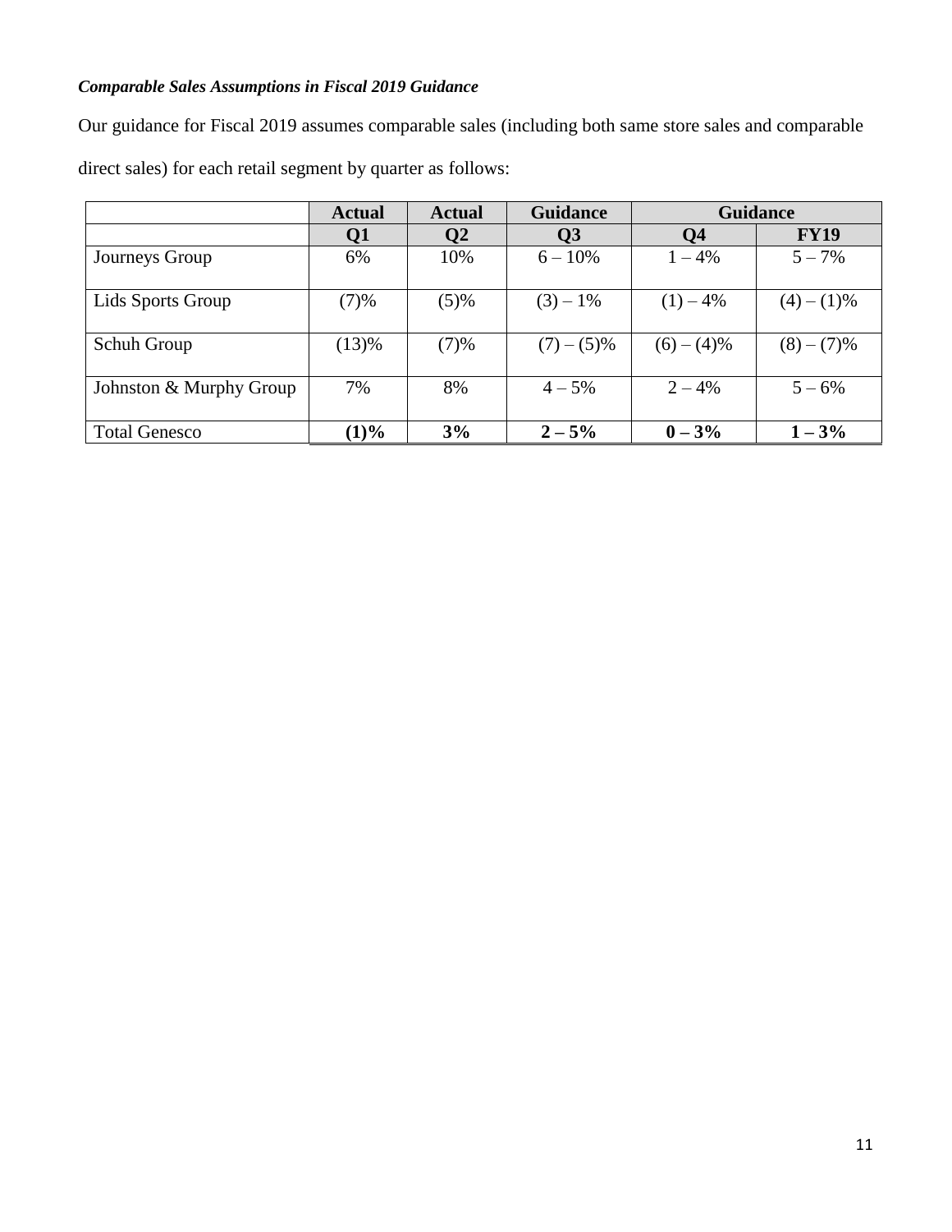***Comparable Sales Assumptions in Fiscal 2019 Guidance***

Our guidance for Fiscal 2019 assumes comparable sales (including both same store sales and comparable direct sales) for each retail segment by quarter as follows:

| | Actual | Actual | Guidance | Guidance | |
|---|---|---|---|---|---|
| | **Q1** | **Q2** | **Q3** | **Q4** | **FY19** |
| Journeys Group | 6% | 10% | 6 – 10% | 1 – 4% | 5 – 7% |
| Lids Sports Group | (7)% | (5)% | (3) – 1% | (1) – 4% | (4) – (1)% |
| Schuh Group | (13)% | (7)% | (7) – (5)% | (6) – (4)% | (8) – (7)% |
| Johnston & Murphy Group | 7% | 8% | 4 – 5% | 2 – 4% | 5 – 6% |
| Total Genesco | **(1)%** | **3%** | **2 – 5%** | **0 – 3%** | **1 – 3%** |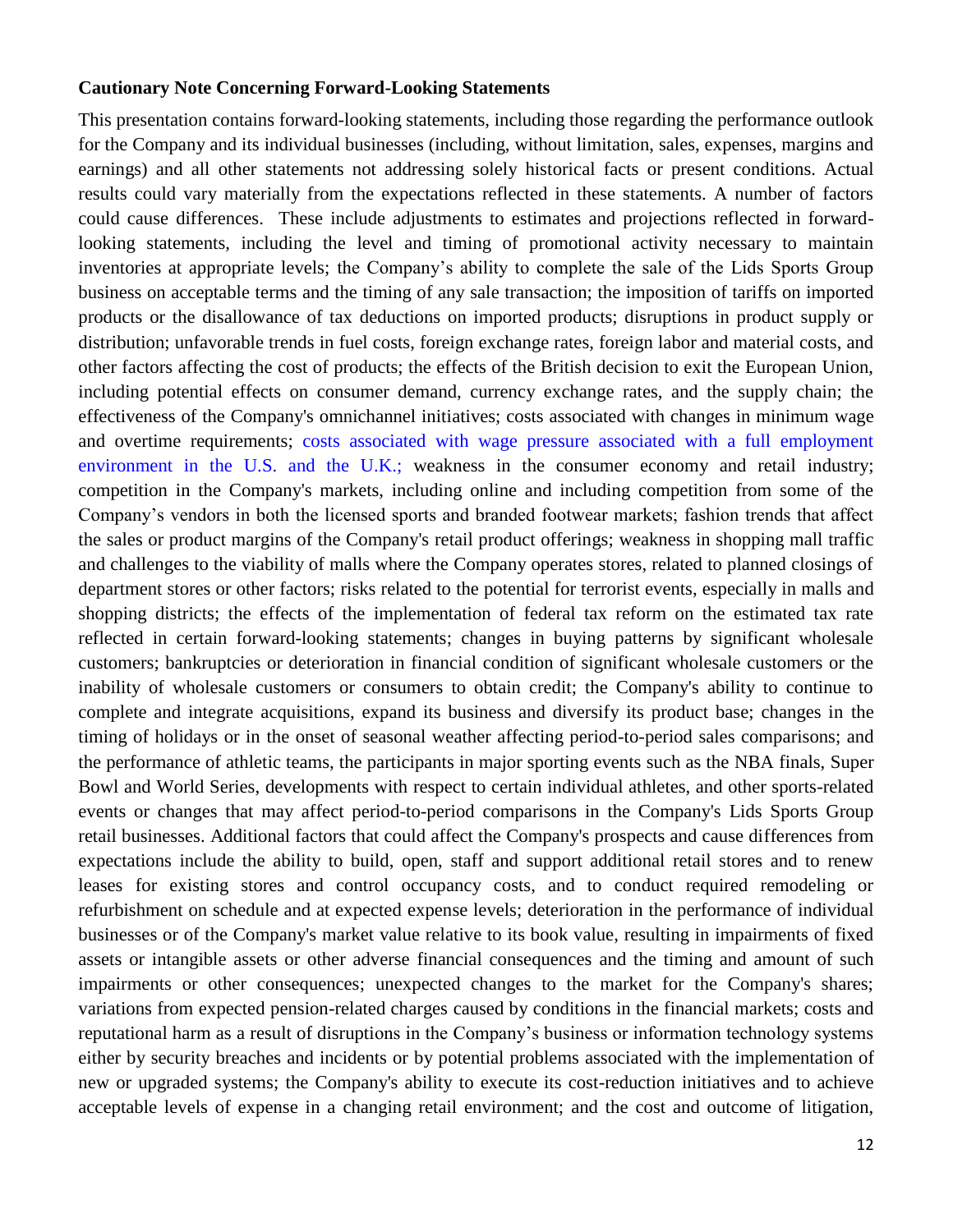**Cautionary Note Concerning Forward-Looking Statements**

This presentation contains forward-looking statements, including those regarding the performance outlook for the Company and its individual businesses (including, without limitation, sales, expenses, margins and earnings) and all other statements not addressing solely historical facts or present conditions. Actual results could vary materially from the expectations reflected in these statements. A number of factors could cause differences. These include adjustments to estimates and projections reflected in forward-looking statements, including the level and timing of promotional activity necessary to maintain inventories at appropriate levels; the Company's ability to complete the sale of the Lids Sports Group business on acceptable terms and the timing of any sale transaction; the imposition of tariffs on imported products or the disallowance of tax deductions on imported products; disruptions in product supply or distribution; unfavorable trends in fuel costs, foreign exchange rates, foreign labor and material costs, and other factors affecting the cost of products; the effects of the British decision to exit the European Union, including potential effects on consumer demand, currency exchange rates, and the supply chain; the effectiveness of the Company's omnichannel initiatives; costs associated with changes in minimum wage and overtime requirements; costs associated with wage pressure associated with a full employment environment in the U.S. and the U.K.; weakness in the consumer economy and retail industry; competition in the Company's markets, including online and including competition from some of the Company's vendors in both the licensed sports and branded footwear markets; fashion trends that affect the sales or product margins of the Company's retail product offerings; weakness in shopping mall traffic and challenges to the viability of malls where the Company operates stores, related to planned closings of department stores or other factors; risks related to the potential for terrorist events, especially in malls and shopping districts; the effects of the implementation of federal tax reform on the estimated tax rate reflected in certain forward-looking statements; changes in buying patterns by significant wholesale customers; bankruptcies or deterioration in financial condition of significant wholesale customers or the inability of wholesale customers or consumers to obtain credit; the Company's ability to continue to complete and integrate acquisitions, expand its business and diversify its product base; changes in the timing of holidays or in the onset of seasonal weather affecting period-to-period sales comparisons; and the performance of athletic teams, the participants in major sporting events such as the NBA finals, Super Bowl and World Series, developments with respect to certain individual athletes, and other sports-related events or changes that may affect period-to-period comparisons in the Company's Lids Sports Group retail businesses. Additional factors that could affect the Company's prospects and cause differences from expectations include the ability to build, open, staff and support additional retail stores and to renew leases for existing stores and control occupancy costs, and to conduct required remodeling or refurbishment on schedule and at expected expense levels; deterioration in the performance of individual businesses or of the Company's market value relative to its book value, resulting in impairments of fixed assets or intangible assets or other adverse financial consequences and the timing and amount of such impairments or other consequences; unexpected changes to the market for the Company's shares; variations from expected pension-related charges caused by conditions in the financial markets; costs and reputational harm as a result of disruptions in the Company's business or information technology systems either by security breaches and incidents or by potential problems associated with the implementation of new or upgraded systems; the Company's ability to execute its cost-reduction initiatives and to achieve acceptable levels of expense in a changing retail environment; and the cost and outcome of litigation,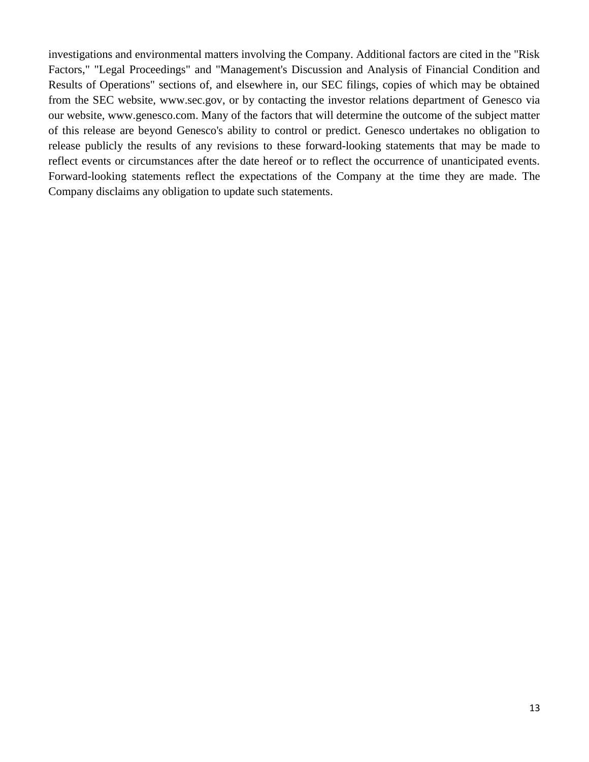investigations and environmental matters involving the Company. Additional factors are cited in the "Risk Factors," "Legal Proceedings" and "Management's Discussion and Analysis of Financial Condition and Results of Operations" sections of, and elsewhere in, our SEC filings, copies of which may be obtained from the SEC website, www.sec.gov, or by contacting the investor relations department of Genesco via our website, www.genesco.com. Many of the factors that will determine the outcome of the subject matter of this release are beyond Genesco's ability to control or predict. Genesco undertakes no obligation to release publicly the results of any revisions to these forward-looking statements that may be made to reflect events or circumstances after the date hereof or to reflect the occurrence of unanticipated events. Forward-looking statements reflect the expectations of the Company at the time they are made. The Company disclaims any obligation to update such statements.